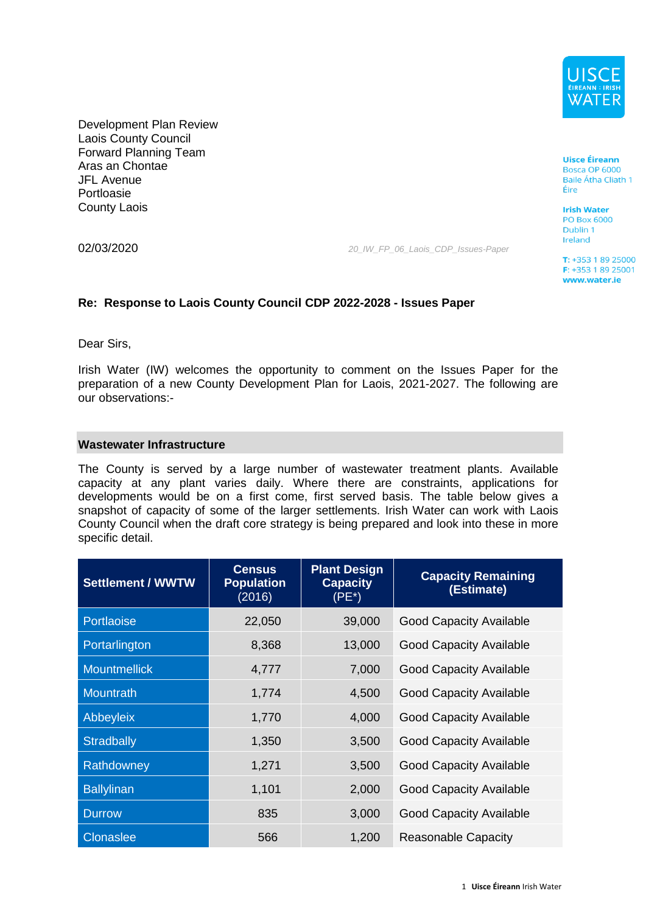Uisce Éireann
Bosca OP 6000
Baile Átha Cliath 1
Éire

Irish Water
PO Box 6000
Dublin 1
Ireland

T: +353 1 89 25000
F: +353 1 89 25001
www.water.ie

Development Plan Review
Laois County Council
Forward Planning Team
Aras an Chontae
JFL Avenue
Portloasie
County Laois

02/03/2020

*20_IW_FP_06_Laois_CDP_Issues-Paper*

**Re: Response to Laois County Council CDP 2022-2028 - Issues Paper**

Dear Sirs,

Irish Water (IW) welcomes the opportunity to comment on the Issues Paper for the preparation of a new County Development Plan for Laois, 2021-2027. The following are our observations:-

## Wastewater Infrastructure

The County is served by a large number of wastewater treatment plants. Available capacity at any plant varies daily. Where there are constraints, applications for developments would be on a first come, first served basis. The table below gives a snapshot of capacity of some of the larger settlements. Irish Water can work with Laois County Council when the draft core strategy is being prepared and look into these in more specific detail.

| Settlement / WWTW | Census Population (2016) | Plant Design Capacity (PE*) | Capacity Remaining (Estimate) |
|---|---|---|---|
| Portlaoise | 22,050 | 39,000 | Good Capacity Available |
| Portarlington | 8,368 | 13,000 | Good Capacity Available |
| Mountmellick | 4,777 | 7,000 | Good Capacity Available |
| Mountrath | 1,774 | 4,500 | Good Capacity Available |
| Abbeyleix | 1,770 | 4,000 | Good Capacity Available |
| Stradbally | 1,350 | 3,500 | Good Capacity Available |
| Rathdowney | 1,271 | 3,500 | Good Capacity Available |
| Ballylinan | 1,101 | 2,000 | Good Capacity Available |
| Durrow | 835 | 3,000 | Good Capacity Available |
| Clonaslee | 566 | 1,200 | Reasonable Capacity |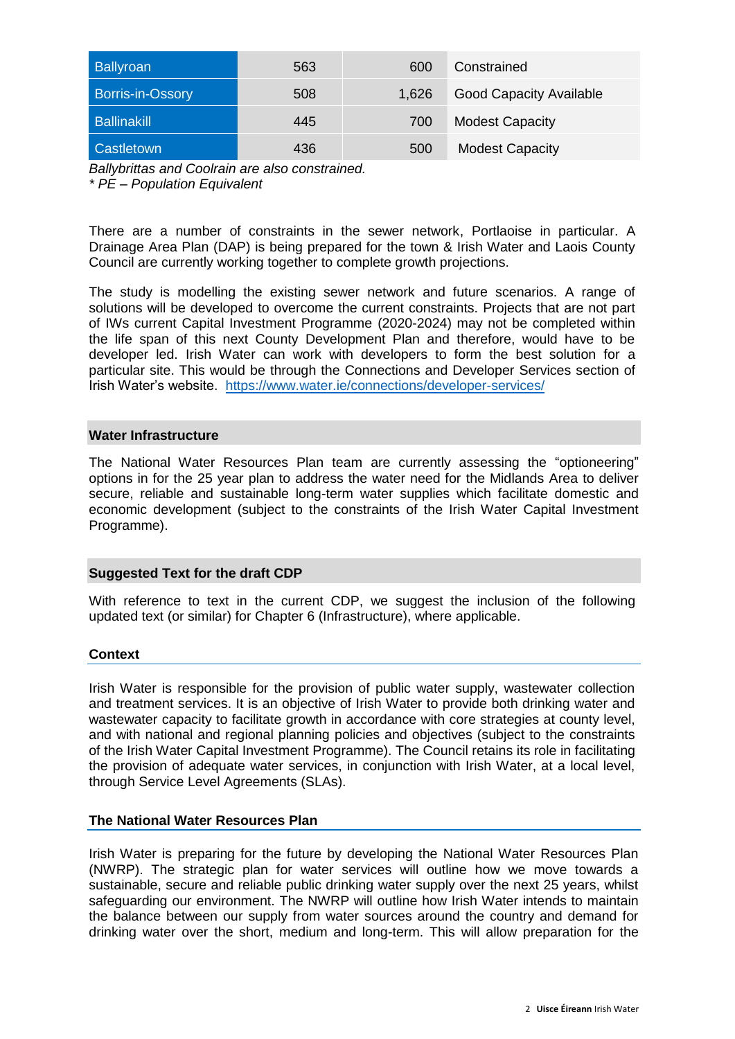| Ballyroan | 563 | 600 | Constrained |
| --- | --- | --- | --- |
| Borris-in-Ossory | 508 | 1,626 | Good Capacity Available |
| Ballinakill | 445 | 700 | Modest Capacity |
| Castletown | 436 | 500 | Modest Capacity |

*Ballybrittas and Coolrain are also constrained.*
*\* PE – Population Equivalent*

There are a number of constraints in the sewer network, Portlaoise in particular. A Drainage Area Plan (DAP) is being prepared for the town & Irish Water and Laois County Council are currently working together to complete growth projections.

The study is modelling the existing sewer network and future scenarios. A range of solutions will be developed to overcome the current constraints. Projects that are not part of IWs current Capital Investment Programme (2020-2024) may not be completed within the life span of this next County Development Plan and therefore, would have to be developer led. Irish Water can work with developers to form the best solution for a particular site. This would be through the Connections and Developer Services section of Irish Water's website. https://www.water.ie/connections/developer-services/

## Water Infrastructure

The National Water Resources Plan team are currently assessing the "optioneering" options in for the 25 year plan to address the water need for the Midlands Area to deliver secure, reliable and sustainable long-term water supplies which facilitate domestic and economic development (subject to the constraints of the Irish Water Capital Investment Programme).

## Suggested Text for the draft CDP

With reference to text in the current CDP, we suggest the inclusion of the following updated text (or similar) for Chapter 6 (Infrastructure), where applicable.

### Context

Irish Water is responsible for the provision of public water supply, wastewater collection and treatment services. It is an objective of Irish Water to provide both drinking water and wastewater capacity to facilitate growth in accordance with core strategies at county level, and with national and regional planning policies and objectives (subject to the constraints of the Irish Water Capital Investment Programme). The Council retains its role in facilitating the provision of adequate water services, in conjunction with Irish Water, at a local level, through Service Level Agreements (SLAs).

### The National Water Resources Plan

Irish Water is preparing for the future by developing the National Water Resources Plan (NWRP). The strategic plan for water services will outline how we move towards a sustainable, secure and reliable public drinking water supply over the next 25 years, whilst safeguarding our environment. The NWRP will outline how Irish Water intends to maintain the balance between our supply from water sources around the country and demand for drinking water over the short, medium and long-term. This will allow preparation for the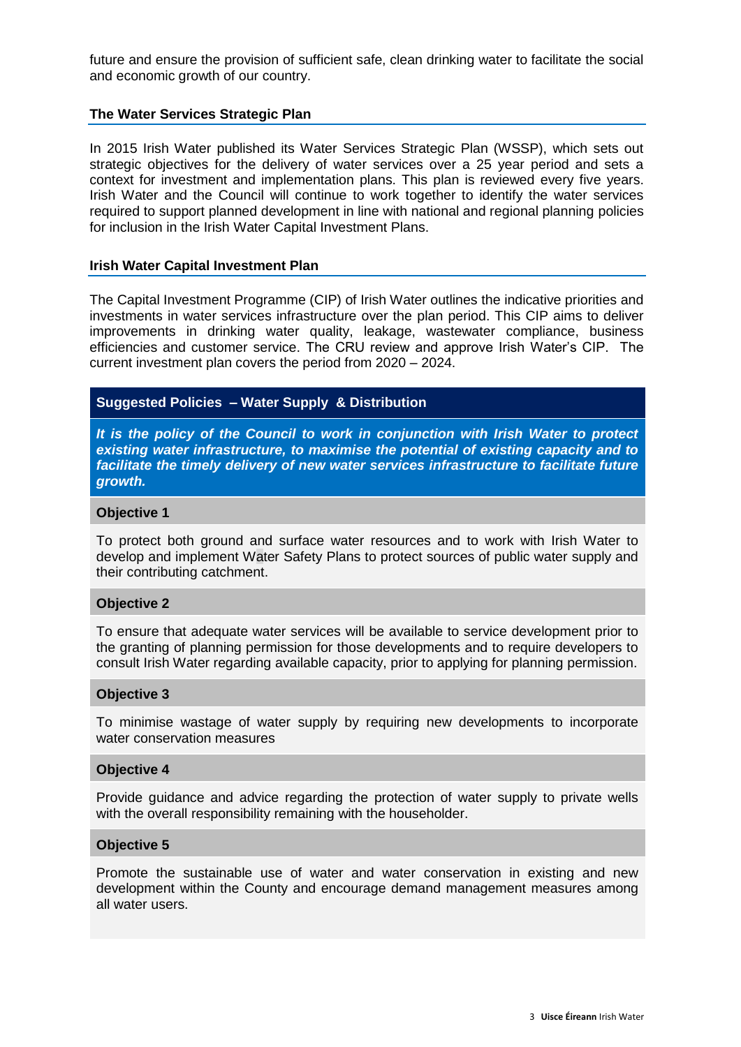future and ensure the provision of sufficient safe, clean drinking water to facilitate the social and economic growth of our country.

### The Water Services Strategic Plan

In 2015 Irish Water published its Water Services Strategic Plan (WSSP), which sets out strategic objectives for the delivery of water services over a 25 year period and sets a context for investment and implementation plans. This plan is reviewed every five years. Irish Water and the Council will continue to work together to identify the water services required to support planned development in line with national and regional planning policies for inclusion in the Irish Water Capital Investment Plans.

### Irish Water Capital Investment Plan

The Capital Investment Programme (CIP) of Irish Water outlines the indicative priorities and investments in water services infrastructure over the plan period. This CIP aims to deliver improvements in drinking water quality, leakage, wastewater compliance, business efficiencies and customer service. The CRU review and approve Irish Water's CIP. The current investment plan covers the period from 2020 – 2024.

### Suggested Policies – Water Supply & Distribution

***It is the policy of the Council to work in conjunction with Irish Water to protect existing water infrastructure, to maximise the potential of existing capacity and to facilitate the timely delivery of new water services infrastructure to facilitate future growth.***

**Objective 1**

To protect both ground and surface water resources and to work with Irish Water to develop and implement Water Safety Plans to protect sources of public water supply and their contributing catchment.

**Objective 2**

To ensure that adequate water services will be available to service development prior to the granting of planning permission for those developments and to require developers to consult Irish Water regarding available capacity, prior to applying for planning permission.

**Objective 3**

To minimise wastage of water supply by requiring new developments to incorporate water conservation measures

**Objective 4**

Provide guidance and advice regarding the protection of water supply to private wells with the overall responsibility remaining with the householder.

**Objective 5**

Promote the sustainable use of water and water conservation in existing and new development within the County and encourage demand management measures among all water users.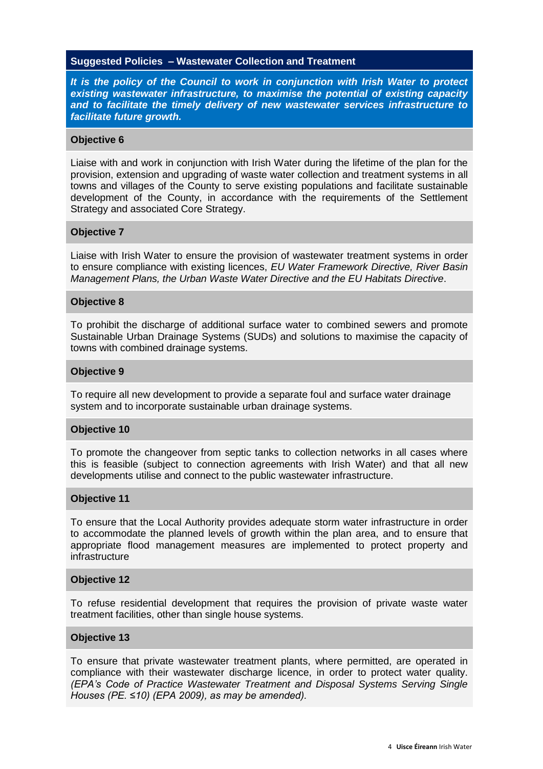## Suggested Policies – Wastewater Collection and Treatment

***It is the policy of the Council to work in conjunction with Irish Water to protect existing wastewater infrastructure, to maximise the potential of existing capacity and to facilitate the timely delivery of new wastewater services infrastructure to facilitate future growth.***

### Objective 6

Liaise with and work in conjunction with Irish Water during the lifetime of the plan for the provision, extension and upgrading of waste water collection and treatment systems in all towns and villages of the County to serve existing populations and facilitate sustainable development of the County, in accordance with the requirements of the Settlement Strategy and associated Core Strategy.

### Objective 7

Liaise with Irish Water to ensure the provision of wastewater treatment systems in order to ensure compliance with existing licences, *EU Water Framework Directive, River Basin Management Plans, the Urban Waste Water Directive and the EU Habitats Directive*.

### Objective 8

To prohibit the discharge of additional surface water to combined sewers and promote Sustainable Urban Drainage Systems (SUDs) and solutions to maximise the capacity of towns with combined drainage systems.

### Objective 9

To require all new development to provide a separate foul and surface water drainage system and to incorporate sustainable urban drainage systems.

### Objective 10

To promote the changeover from septic tanks to collection networks in all cases where this is feasible (subject to connection agreements with Irish Water) and that all new developments utilise and connect to the public wastewater infrastructure.

### Objective 11

To ensure that the Local Authority provides adequate storm water infrastructure in order to accommodate the planned levels of growth within the plan area, and to ensure that appropriate flood management measures are implemented to protect property and infrastructure

### Objective 12

To refuse residential development that requires the provision of private waste water treatment facilities, other than single house systems.

### Objective 13

To ensure that private wastewater treatment plants, where permitted, are operated in compliance with their wastewater discharge licence, in order to protect water quality. *(EPA's Code of Practice Wastewater Treatment and Disposal Systems Serving Single Houses (PE. ≤10) (EPA 2009), as may be amended).*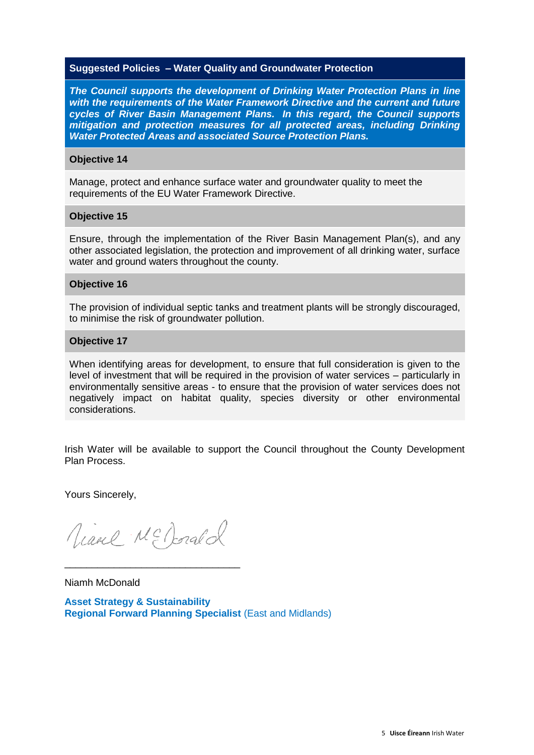**Suggested Policies – Water Quality and Groundwater Protection**

***The Council supports the development of Drinking Water Protection Plans in line with the requirements of the Water Framework Directive and the current and future cycles of River Basin Management Plans. In this regard, the Council supports mitigation and protection measures for all protected areas, including Drinking Water Protected Areas and associated Source Protection Plans.***

**Objective 14**

Manage, protect and enhance surface water and groundwater quality to meet the requirements of the EU Water Framework Directive.

**Objective 15**

Ensure, through the implementation of the River Basin Management Plan(s), and any other associated legislation, the protection and improvement of all drinking water, surface water and ground waters throughout the county.

**Objective 16**

The provision of individual septic tanks and treatment plants will be strongly discouraged, to minimise the risk of groundwater pollution.

**Objective 17**

When identifying areas for development, to ensure that full consideration is given to the level of investment that will be required in the provision of water services – particularly in environmentally sensitive areas - to ensure that the provision of water services does not negatively impact on habitat quality, species diversity or other environmental considerations.

Irish Water will be available to support the Council throughout the County Development Plan Process.

Yours Sincerely,

Niamh McDonald

______________________________

Niamh McDonald

**Asset Strategy & Sustainability**
**Regional Forward Planning Specialist** (East and Midlands)